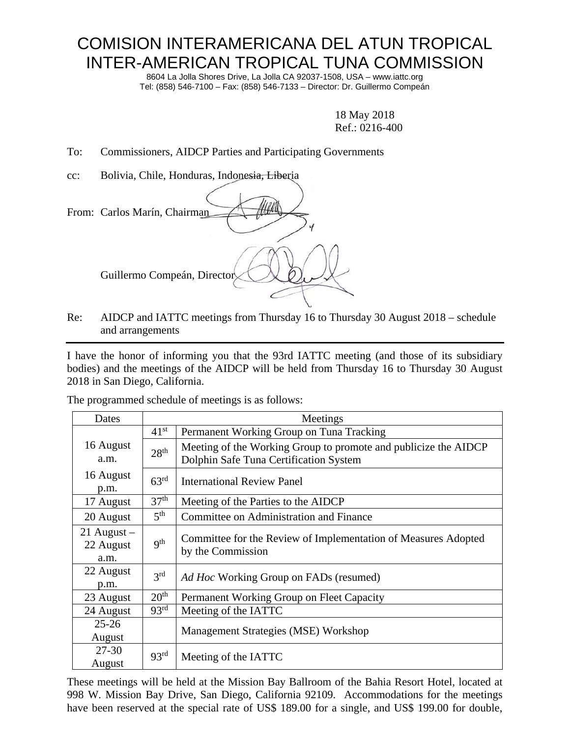# COMISION INTERAMERICANA DEL ATUN TROPICAL
# INTER-AMERICAN TROPICAL TUNA COMMISSION

8604 La Jolla Shores Drive, La Jolla CA 92037-1508, USA – www.iattc.org
Tel: (858) 546-7100 – Fax: (858) 546-7133 – Director: Dr. Guillermo Compeán

18 May 2018
Ref.: 0216-400

To: Commissioners, AIDCP Parties and Participating Governments

cc: Bolivia, Chile, Honduras, Indonesia, Liberia

From: Carlos Marín, Chairman

Guillermo Compeán, Director

Re: AIDCP and IATTC meetings from Thursday 16 to Thursday 30 August 2018 – schedule and arrangements

---

I have the honor of informing you that the 93rd IATTC meeting (and those of its subsidiary bodies) and the meetings of the AIDCP will be held from Thursday 16 to Thursday 30 August 2018 in San Diego, California.

The programmed schedule of meetings is as follows:

| Dates | Meetings | |
|---|---|---|
| 16 August a.m. | 41st | Permanent Working Group on Tuna Tracking |
| | 28th | Meeting of the Working Group to promote and publicize the AIDCP Dolphin Safe Tuna Certification System |
| 16 August p.m. | 63rd | International Review Panel |
| 17 August | 37th | Meeting of the Parties to the AIDCP |
| 20 August | 5th | Committee on Administration and Finance |
| 21 August – 22 August a.m. | 9th | Committee for the Review of Implementation of Measures Adopted by the Commission |
| 22 August p.m. | 3rd | *Ad Hoc* Working Group on FADs (resumed) |
| 23 August | 20th | Permanent Working Group on Fleet Capacity |
| 24 August | 93rd | Meeting of the IATTC |
| 25-26 August | | Management Strategies (MSE) Workshop |
| 27-30 August | 93rd | Meeting of the IATTC |

These meetings will be held at the Mission Bay Ballroom of the Bahia Resort Hotel, located at 998 W. Mission Bay Drive, San Diego, California 92109. Accommodations for the meetings have been reserved at the special rate of US$ 189.00 for a single, and US$ 199.00 for double,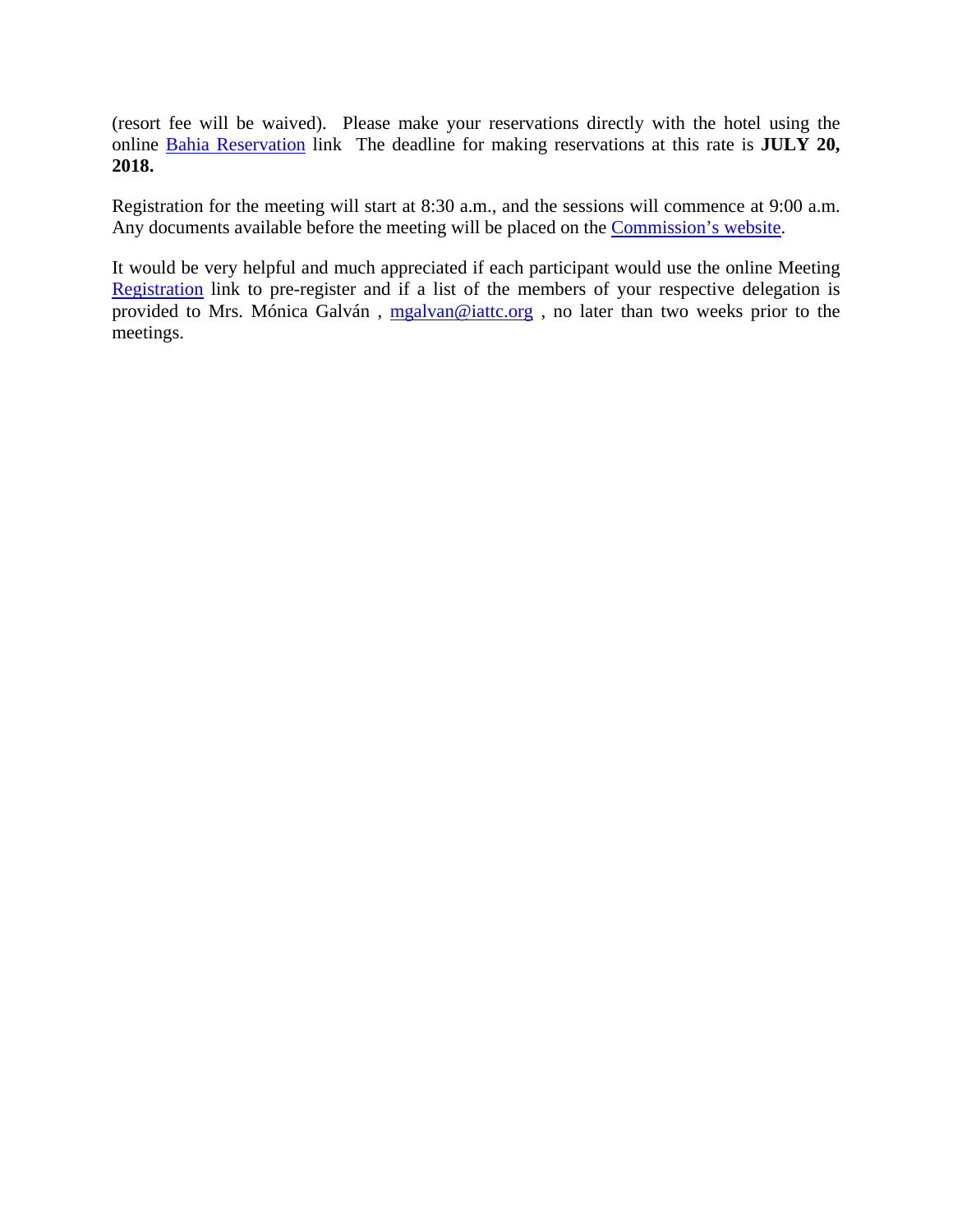(resort fee will be waived). Please make your reservations directly with the hotel using the online Bahia Reservation link The deadline for making reservations at this rate is **JULY 20, 2018.**

Registration for the meeting will start at 8:30 a.m., and the sessions will commence at 9:00 a.m. Any documents available before the meeting will be placed on the Commission's website.

It would be very helpful and much appreciated if each participant would use the online Meeting Registration link to pre-register and if a list of the members of your respective delegation is provided to Mrs. Mónica Galván , mgalvan@iattc.org , no later than two weeks prior to the meetings.